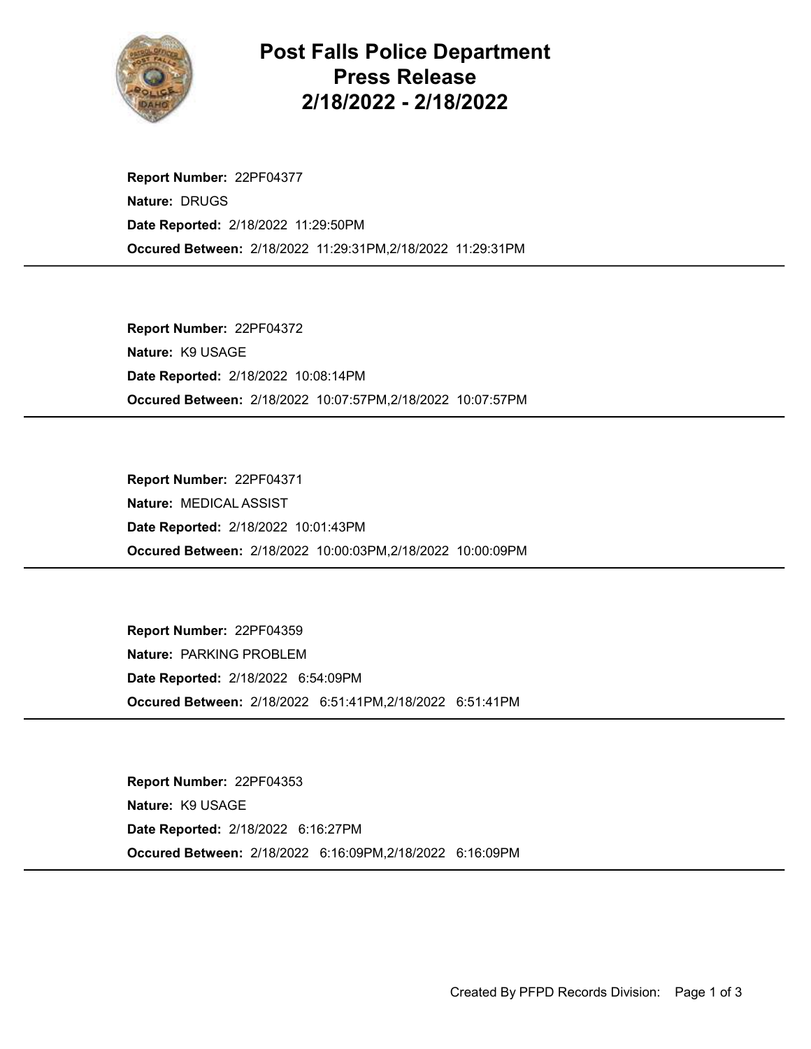# Post Falls Police Department
## Press Release
## 2/18/2022 - 2/18/2022

**Report Number:** 22PF04377
**Nature:** DRUGS
**Date Reported:** 2/18/2022 11:29:50PM
**Occured Between:** 2/18/2022 11:29:31PM,2/18/2022 11:29:31PM

---

**Report Number:** 22PF04372
**Nature:** K9 USAGE
**Date Reported:** 2/18/2022 10:08:14PM
**Occured Between:** 2/18/2022 10:07:57PM,2/18/2022 10:07:57PM

---

**Report Number:** 22PF04371
**Nature:** MEDICAL ASSIST
**Date Reported:** 2/18/2022 10:01:43PM
**Occured Between:** 2/18/2022 10:00:03PM,2/18/2022 10:00:09PM

---

**Report Number:** 22PF04359
**Nature:** PARKING PROBLEM
**Date Reported:** 2/18/2022 6:54:09PM
**Occured Between:** 2/18/2022 6:51:41PM,2/18/2022 6:51:41PM

---

**Report Number:** 22PF04353
**Nature:** K9 USAGE
**Date Reported:** 2/18/2022 6:16:27PM
**Occured Between:** 2/18/2022 6:16:09PM,2/18/2022 6:16:09PM

---

Created By PFPD Records Division: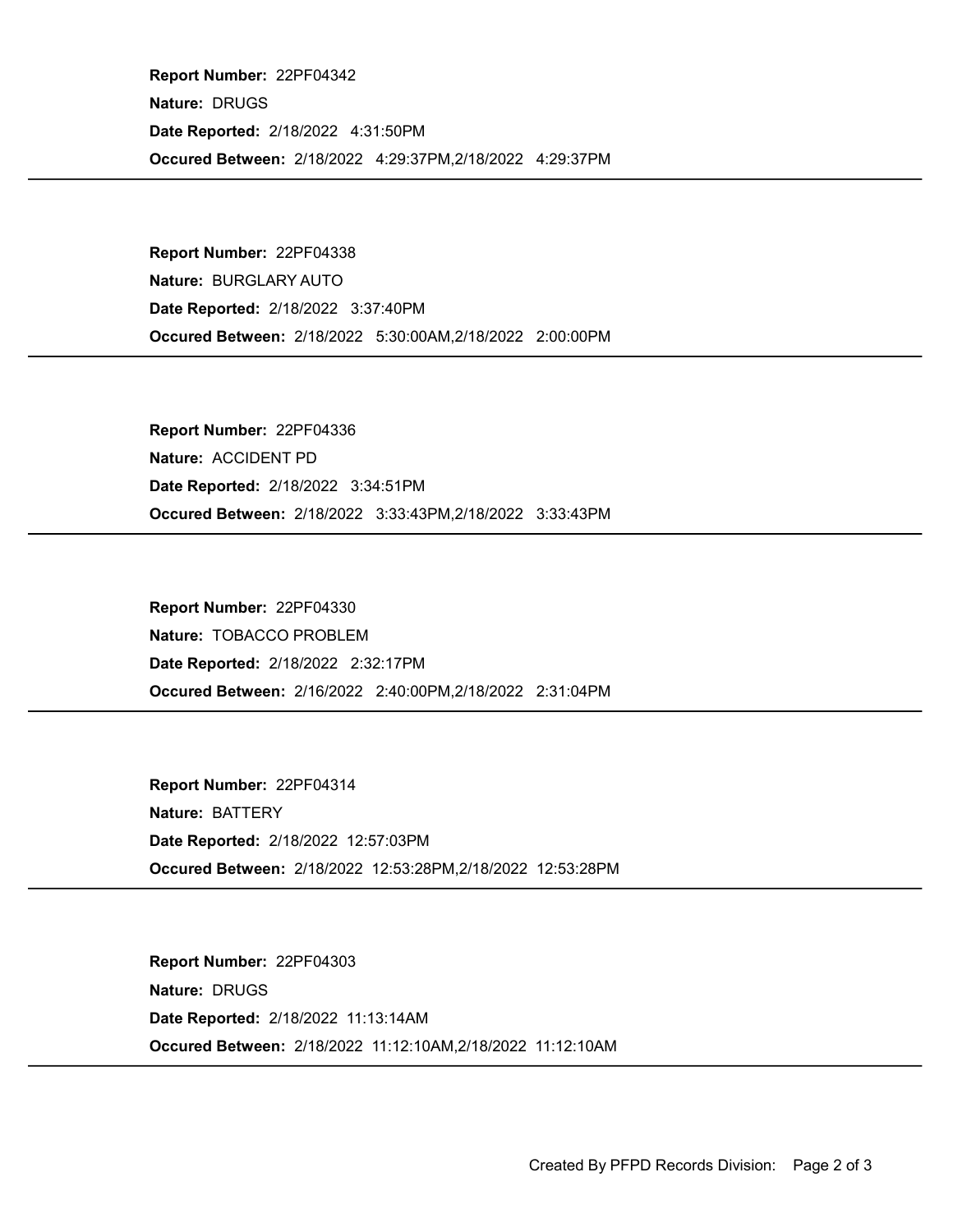**Report Number:** 22PF04342
**Nature:** DRUGS
**Date Reported:** 2/18/2022 4:31:50PM
**Occured Between:** 2/18/2022 4:29:37PM,2/18/2022 4:29:37PM

---

**Report Number:** 22PF04338
**Nature:** BURGLARY AUTO
**Date Reported:** 2/18/2022 3:37:40PM
**Occured Between:** 2/18/2022 5:30:00AM,2/18/2022 2:00:00PM

---

**Report Number:** 22PF04336
**Nature:** ACCIDENT PD
**Date Reported:** 2/18/2022 3:34:51PM
**Occured Between:** 2/18/2022 3:33:43PM,2/18/2022 3:33:43PM

---

**Report Number:** 22PF04330
**Nature:** TOBACCO PROBLEM
**Date Reported:** 2/18/2022 2:32:17PM
**Occured Between:** 2/16/2022 2:40:00PM,2/18/2022 2:31:04PM

---

**Report Number:** 22PF04314
**Nature:** BATTERY
**Date Reported:** 2/18/2022 12:57:03PM
**Occured Between:** 2/18/2022 12:53:28PM,2/18/2022 12:53:28PM

---

**Report Number:** 22PF04303
**Nature:** DRUGS
**Date Reported:** 2/18/2022 11:13:14AM
**Occured Between:** 2/18/2022 11:12:10AM,2/18/2022 11:12:10AM

---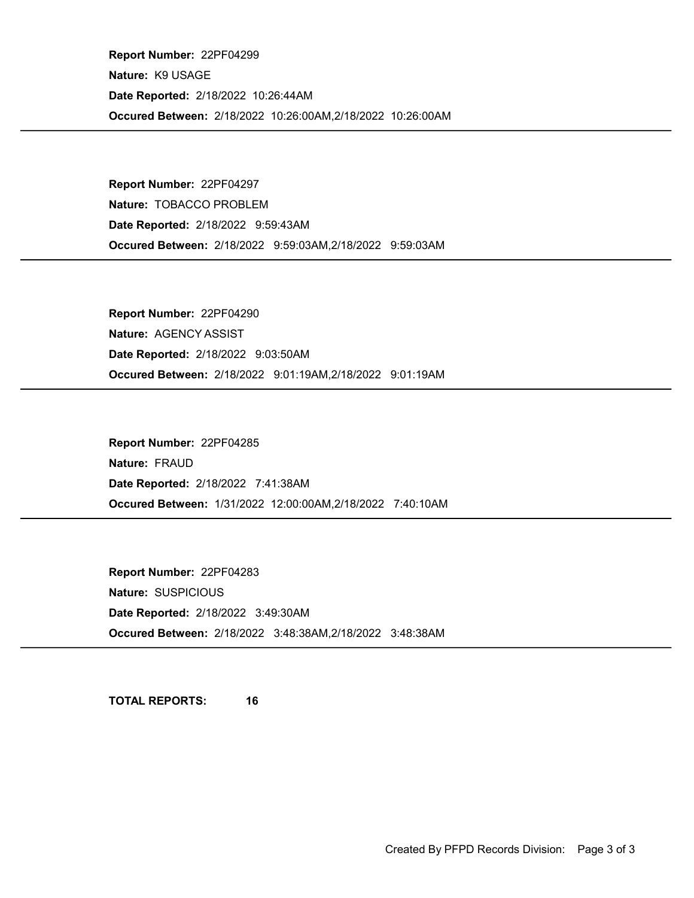**Report Number:** 22PF04299
**Nature:** K9 USAGE
**Date Reported:** 2/18/2022 10:26:44AM
**Occured Between:** 2/18/2022 10:26:00AM,2/18/2022 10:26:00AM

---

**Report Number:** 22PF04297
**Nature:** TOBACCO PROBLEM
**Date Reported:** 2/18/2022 9:59:43AM
**Occured Between:** 2/18/2022 9:59:03AM,2/18/2022 9:59:03AM

---

**Report Number:** 22PF04290
**Nature:** AGENCY ASSIST
**Date Reported:** 2/18/2022 9:03:50AM
**Occured Between:** 2/18/2022 9:01:19AM,2/18/2022 9:01:19AM

---

**Report Number:** 22PF04285
**Nature:** FRAUD
**Date Reported:** 2/18/2022 7:41:38AM
**Occured Between:** 1/31/2022 12:00:00AM,2/18/2022 7:40:10AM

---

**Report Number:** 22PF04283
**Nature:** SUSPICIOUS
**Date Reported:** 2/18/2022 3:49:30AM
**Occured Between:** 2/18/2022 3:48:38AM,2/18/2022 3:48:38AM

---

**TOTAL REPORTS: 16**

Created By PFPD Records Division: